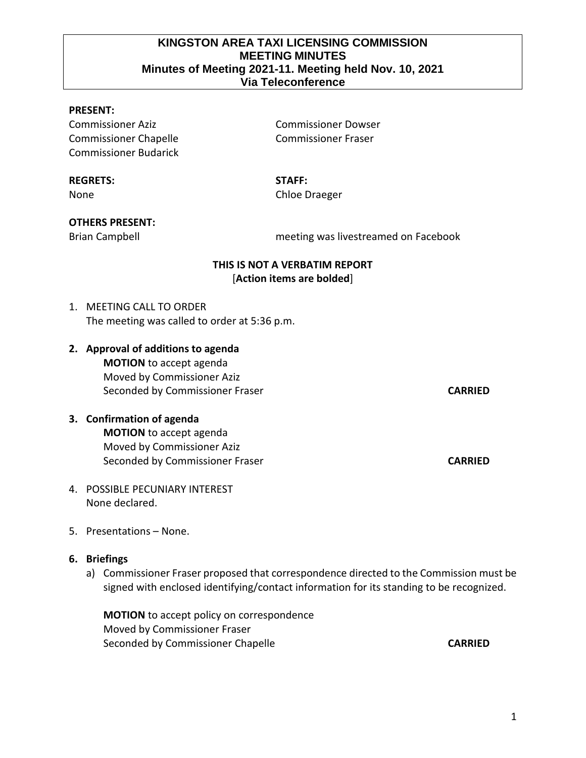# KINGSTON AREA TAXI LICENSING COMMISSION
## MEETING MINUTES
### Minutes of Meeting 2021-11. Meeting held Nov. 10, 2021
### Via Teleconference

**PRESENT:**

Commissioner Aziz
Commissioner Chapelle
Commissioner Budarick
Commissioner Dowser
Commissioner Fraser

**REGRETS:**
None

**STAFF:**
Chloe Draeger

**OTHERS PRESENT:**
Brian Campbell

meeting was livestreamed on Facebook

**THIS IS NOT A VERBATIM REPORT**
[**Action items are bolded**]

1. MEETING CALL TO ORDER
   The meeting was called to order at 5:36 p.m.

2. **Approval of additions to agenda**
   **MOTION** to accept agenda
   Moved by Commissioner Aziz
   Seconded by Commissioner Fraser **CARRIED**

3. **Confirmation of agenda**
   **MOTION** to accept agenda
   Moved by Commissioner Aziz
   Seconded by Commissioner Fraser **CARRIED**

4. POSSIBLE PECUNIARY INTEREST
   None declared.

5. Presentations – None.

6. **Briefings**
   a) Commissioner Fraser proposed that correspondence directed to the Commission must be signed with enclosed identifying/contact information for its standing to be recognized.

      **MOTION** to accept policy on correspondence
      Moved by Commissioner Fraser
      Seconded by Commissioner Chapelle **CARRIED**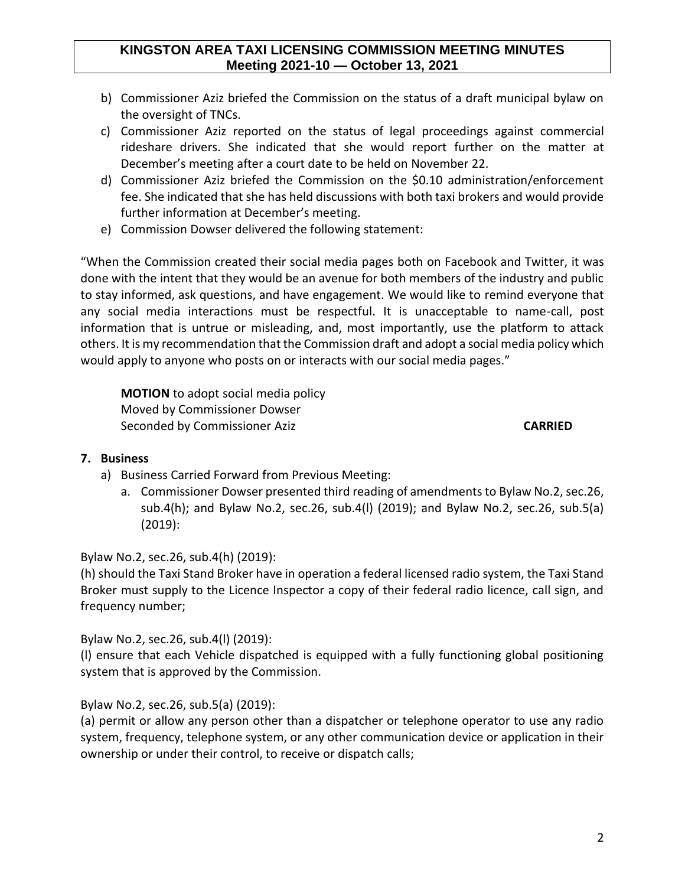b) Commissioner Aziz briefed the Commission on the status of a draft municipal bylaw on the oversight of TNCs.
c) Commissioner Aziz reported on the status of legal proceedings against commercial rideshare drivers. She indicated that she would report further on the matter at December's meeting after a court date to be held on November 22.
d) Commissioner Aziz briefed the Commission on the $0.10 administration/enforcement fee. She indicated that she has held discussions with both taxi brokers and would provide further information at December's meeting.
e) Commission Dowser delivered the following statement:

"When the Commission created their social media pages both on Facebook and Twitter, it was done with the intent that they would be an avenue for both members of the industry and public to stay informed, ask questions, and have engagement. We would like to remind everyone that any social media interactions must be respectful. It is unacceptable to name-call, post information that is untrue or misleading, and, most importantly, use the platform to attack others. It is my recommendation that the Commission draft and adopt a social media policy which would apply to anyone who posts on or interacts with our social media pages."

**MOTION** to adopt social media policy
Moved by Commissioner Dowser
Seconded by Commissioner Aziz **CARRIED**

**7. Business**

a) Business Carried Forward from Previous Meeting:
   a. Commissioner Dowser presented third reading of amendments to Bylaw No.2, sec.26, sub.4(h); and Bylaw No.2, sec.26, sub.4(l) (2019); and Bylaw No.2, sec.26, sub.5(a) (2019):

Bylaw No.2, sec.26, sub.4(h) (2019):
(h) should the Taxi Stand Broker have in operation a federal licensed radio system, the Taxi Stand Broker must supply to the Licence Inspector a copy of their federal radio licence, call sign, and frequency number;

Bylaw No.2, sec.26, sub.4(l) (2019):
(l) ensure that each Vehicle dispatched is equipped with a fully functioning global positioning system that is approved by the Commission.

Bylaw No.2, sec.26, sub.5(a) (2019):
(a) permit or allow any person other than a dispatcher or telephone operator to use any radio system, frequency, telephone system, or any other communication device or application in their ownership or under their control, to receive or dispatch calls;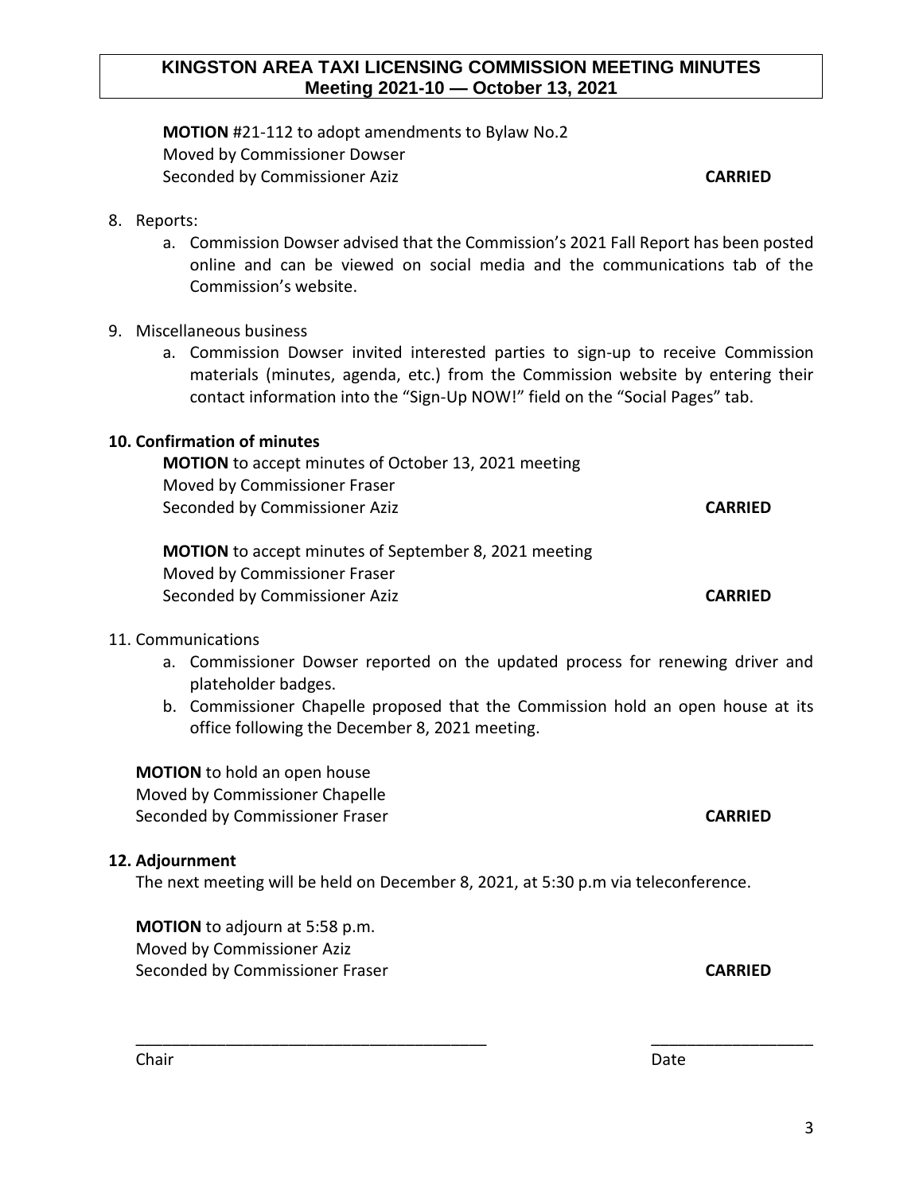**MOTION** #21-112 to adopt amendments to Bylaw No.2
Moved by Commissioner Dowser
Seconded by Commissioner Aziz **CARRIED**

8. Reports:
    a. Commission Dowser advised that the Commission's 2021 Fall Report has been posted online and can be viewed on social media and the communications tab of the Commission's website.

9. Miscellaneous business
    a. Commission Dowser invited interested parties to sign-up to receive Commission materials (minutes, agenda, etc.) from the Commission website by entering their contact information into the "Sign-Up NOW!" field on the "Social Pages" tab.

**10. Confirmation of minutes**

**MOTION** to accept minutes of October 13, 2021 meeting
Moved by Commissioner Fraser
Seconded by Commissioner Aziz **CARRIED**

**MOTION** to accept minutes of September 8, 2021 meeting
Moved by Commissioner Fraser
Seconded by Commissioner Aziz **CARRIED**

11. Communications
    a. Commissioner Dowser reported on the updated process for renewing driver and plateholder badges.
    b. Commissioner Chapelle proposed that the Commission hold an open house at its office following the December 8, 2021 meeting.

**MOTION** to hold an open house
Moved by Commissioner Chapelle
Seconded by Commissioner Fraser **CARRIED**

**12. Adjournment**

The next meeting will be held on December 8, 2021, at 5:30 p.m via teleconference.

**MOTION** to adjourn at 5:58 p.m.
Moved by Commissioner Aziz
Seconded by Commissioner Fraser **CARRIED**

\_\_\_\_\_\_\_\_\_\_\_\_\_\_\_\_\_\_\_\_\_\_\_\_\_\_\_\_\_\_\_\_\_\_\_\_\_\_ \_\_\_\_\_\_\_\_\_\_\_\_\_\_\_\_\_\_

Chair Date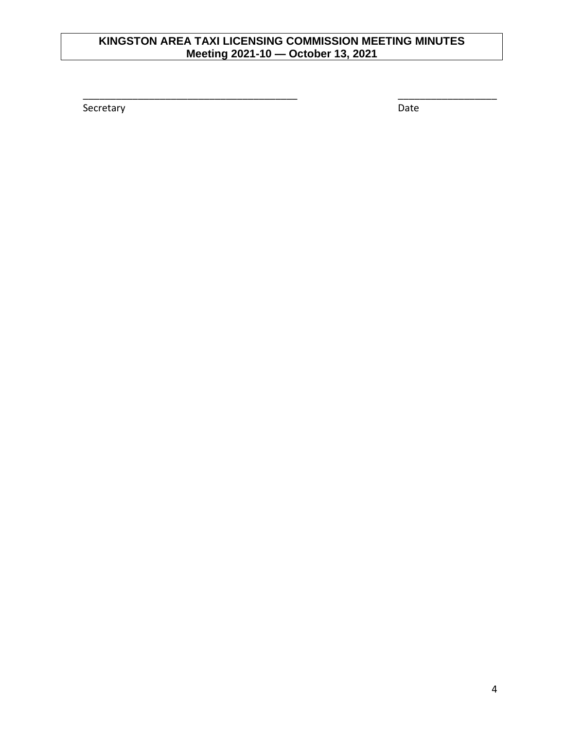\_\_\_\_\_\_\_\_\_\_\_\_\_\_\_\_\_\_\_\_\_\_\_\_\_\_\_\_\_\_\_\_\_\_\_\_\_\_\_\_ \_\_\_\_\_\_\_\_\_\_\_\_\_\_\_\_\_\_\_\_

Secretary Date